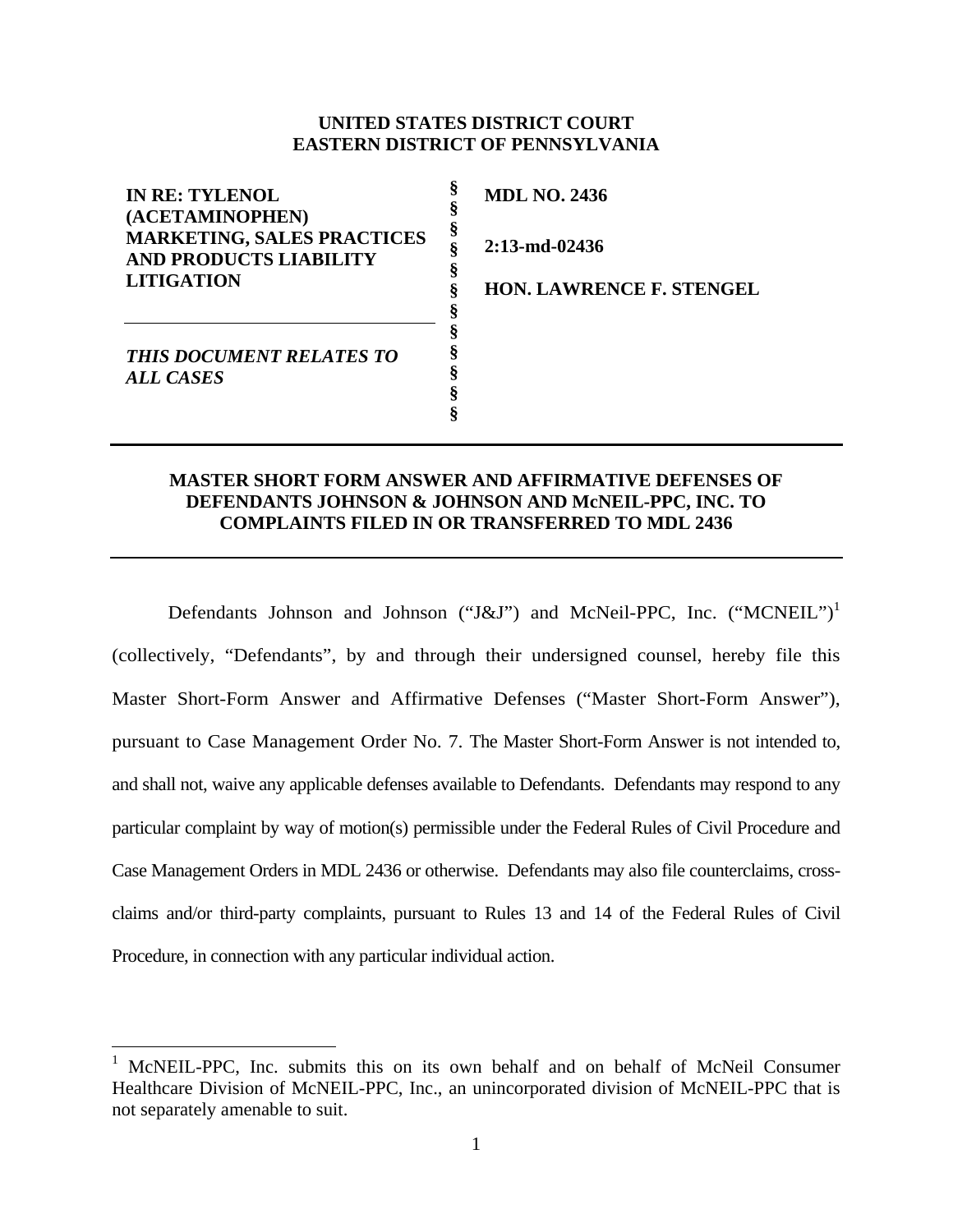**UNITED STATES DISTRICT COURT**
**EASTERN DISTRICT OF PENNSYLVANIA**

| | | |
|---|---|---|
| **IN RE: TYLENOL (ACETAMINOPHEN) MARKETING, SALES PRACTICES AND PRODUCTS LIABILITY LITIGATION** | § | **MDL NO. 2436** |
| | § | **2:13-md-02436** |
| | § | **HON. LAWRENCE F. STENGEL** |
| ***THIS DOCUMENT RELATES TO ALL CASES*** | § | |

**MASTER SHORT FORM ANSWER AND AFFIRMATIVE DEFENSES OF DEFENDANTS JOHNSON & JOHNSON AND McNEIL-PPC, INC. TO COMPLAINTS FILED IN OR TRANSFERRED TO MDL 2436**

Defendants Johnson and Johnson ("J&J") and McNeil-PPC, Inc. ("MCNEIL")[1] (collectively, "Defendants", by and through their undersigned counsel, hereby file this Master Short-Form Answer and Affirmative Defenses ("Master Short-Form Answer"), pursuant to Case Management Order No. 7. The Master Short-Form Answer is not intended to, and shall not, waive any applicable defenses available to Defendants. Defendants may respond to any particular complaint by way of motion(s) permissible under the Federal Rules of Civil Procedure and Case Management Orders in MDL 2436 or otherwise. Defendants may also file counterclaims, cross-claims and/or third-party complaints, pursuant to Rules 13 and 14 of the Federal Rules of Civil Procedure, in connection with any particular individual action.

---

[1] McNEIL-PPC, Inc. submits this on its own behalf and on behalf of McNeil Consumer Healthcare Division of McNEIL-PPC, Inc., an unincorporated division of McNEIL-PPC that is not separately amenable to suit.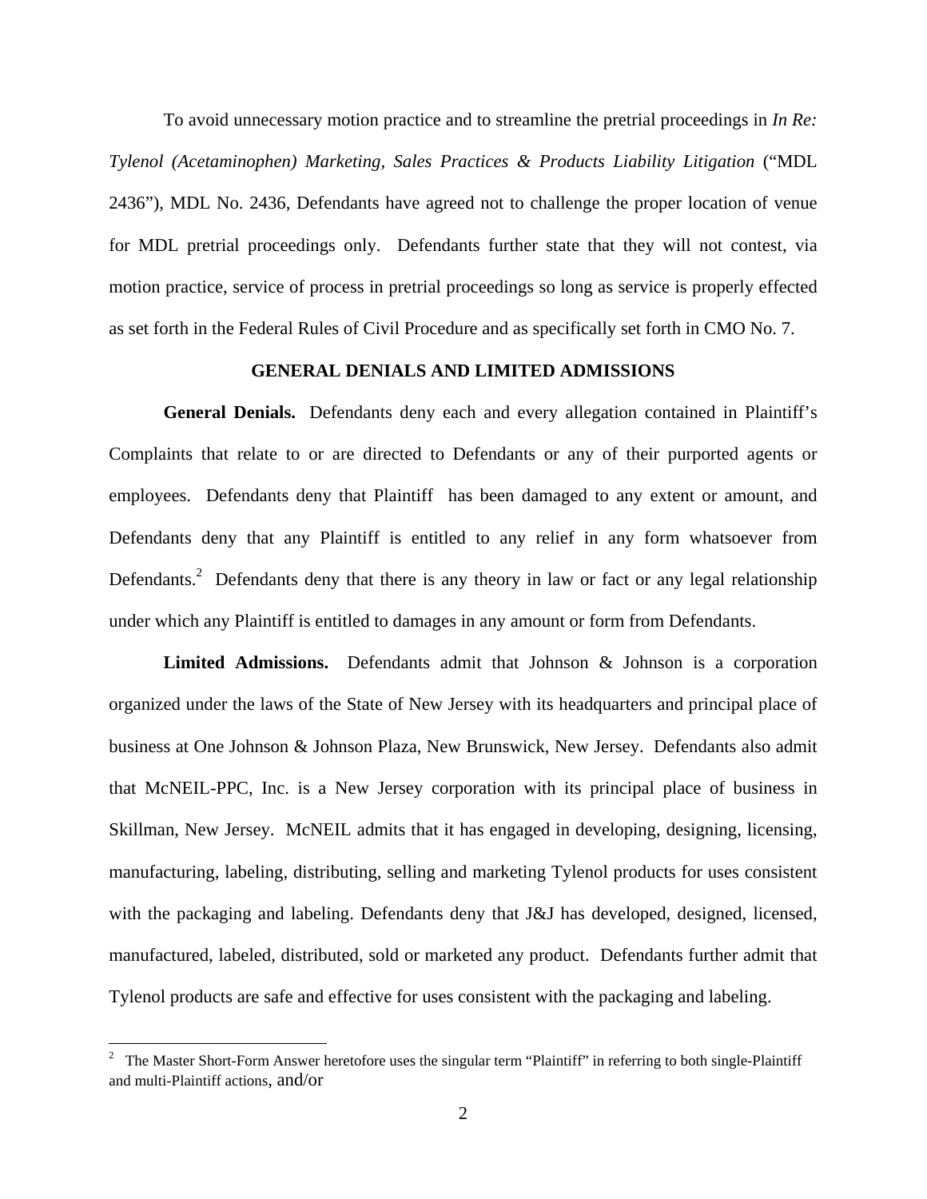To avoid unnecessary motion practice and to streamline the pretrial proceedings in *In Re: Tylenol (Acetaminophen) Marketing, Sales Practices & Products Liability Litigation* ("MDL 2436"), MDL No. 2436, Defendants have agreed not to challenge the proper location of venue for MDL pretrial proceedings only. Defendants further state that they will not contest, via motion practice, service of process in pretrial proceedings so long as service is properly effected as set forth in the Federal Rules of Civil Procedure and as specifically set forth in CMO No. 7.

## GENERAL DENIALS AND LIMITED ADMISSIONS

**General Denials.** Defendants deny each and every allegation contained in Plaintiff's Complaints that relate to or are directed to Defendants or any of their purported agents or employees. Defendants deny that Plaintiff has been damaged to any extent or amount, and Defendants deny that any Plaintiff is entitled to any relief in any form whatsoever from Defendants.[2] Defendants deny that there is any theory in law or fact or any legal relationship under which any Plaintiff is entitled to damages in any amount or form from Defendants.

**Limited Admissions.** Defendants admit that Johnson & Johnson is a corporation organized under the laws of the State of New Jersey with its headquarters and principal place of business at One Johnson & Johnson Plaza, New Brunswick, New Jersey. Defendants also admit that McNEIL-PPC, Inc. is a New Jersey corporation with its principal place of business in Skillman, New Jersey. McNEIL admits that it has engaged in developing, designing, licensing, manufacturing, labeling, distributing, selling and marketing Tylenol products for uses consistent with the packaging and labeling. Defendants deny that J&J has developed, designed, licensed, manufactured, labeled, distributed, sold or marketed any product. Defendants further admit that Tylenol products are safe and effective for uses consistent with the packaging and labeling.

[2] The Master Short-Form Answer heretofore uses the singular term "Plaintiff" in referring to both single-Plaintiff and multi-Plaintiff actions, and/or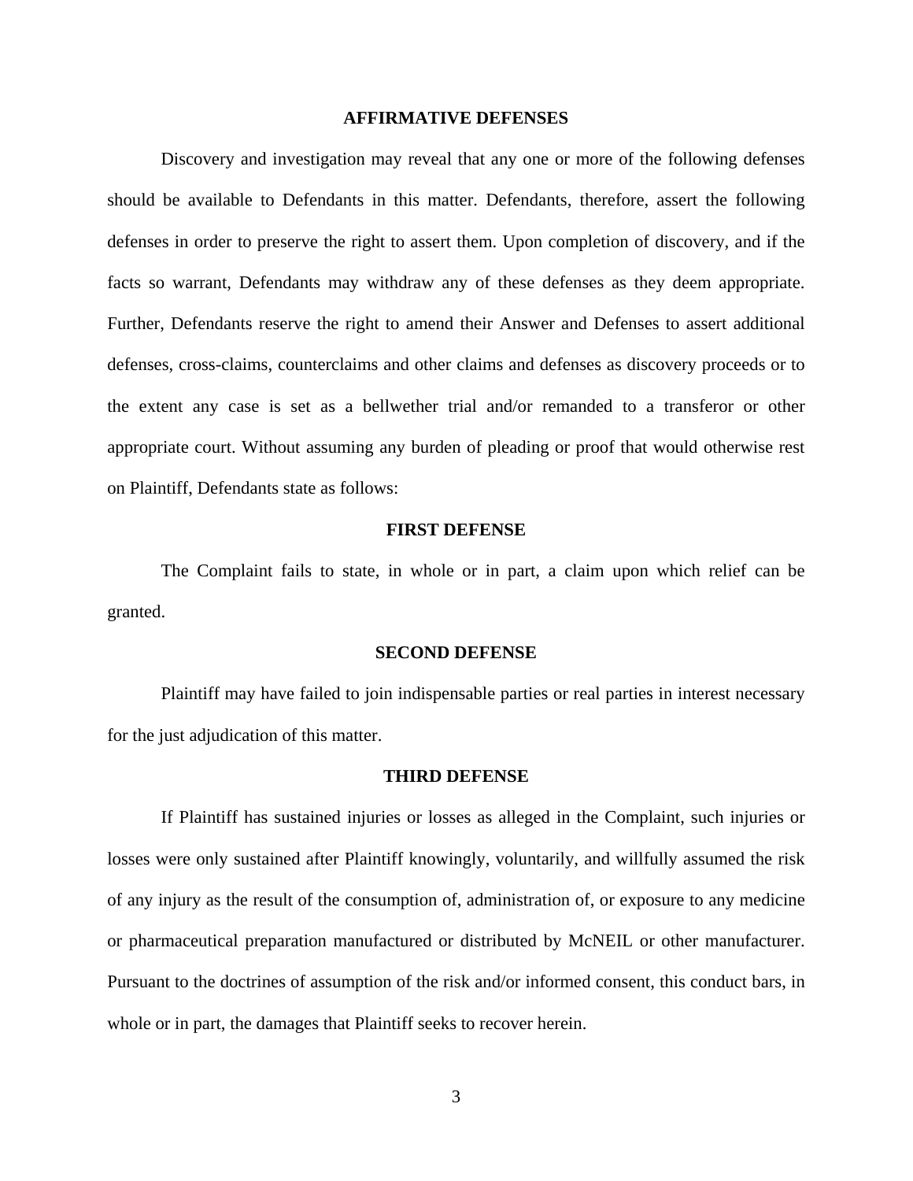## AFFIRMATIVE DEFENSES

Discovery and investigation may reveal that any one or more of the following defenses should be available to Defendants in this matter. Defendants, therefore, assert the following defenses in order to preserve the right to assert them. Upon completion of discovery, and if the facts so warrant, Defendants may withdraw any of these defenses as they deem appropriate. Further, Defendants reserve the right to amend their Answer and Defenses to assert additional defenses, cross-claims, counterclaims and other claims and defenses as discovery proceeds or to the extent any case is set as a bellwether trial and/or remanded to a transferor or other appropriate court. Without assuming any burden of pleading or proof that would otherwise rest on Plaintiff, Defendants state as follows:

### FIRST DEFENSE

The Complaint fails to state, in whole or in part, a claim upon which relief can be granted.

### SECOND DEFENSE

Plaintiff may have failed to join indispensable parties or real parties in interest necessary for the just adjudication of this matter.

### THIRD DEFENSE

If Plaintiff has sustained injuries or losses as alleged in the Complaint, such injuries or losses were only sustained after Plaintiff knowingly, voluntarily, and willfully assumed the risk of any injury as the result of the consumption of, administration of, or exposure to any medicine or pharmaceutical preparation manufactured or distributed by McNEIL or other manufacturer. Pursuant to the doctrines of assumption of the risk and/or informed consent, this conduct bars, in whole or in part, the damages that Plaintiff seeks to recover herein.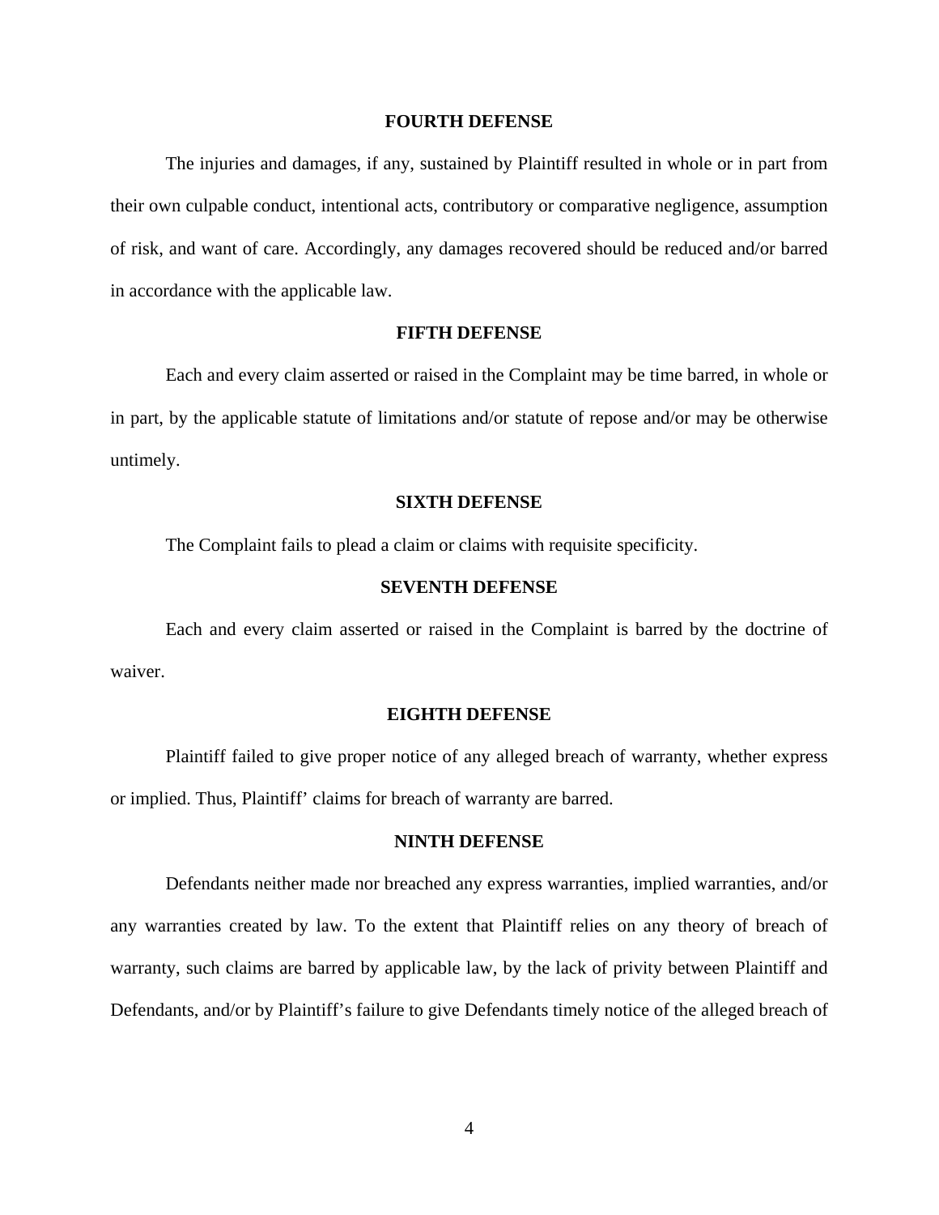**FOURTH DEFENSE**

The injuries and damages, if any, sustained by Plaintiff resulted in whole or in part from their own culpable conduct, intentional acts, contributory or comparative negligence, assumption of risk, and want of care. Accordingly, any damages recovered should be reduced and/or barred in accordance with the applicable law.

**FIFTH DEFENSE**

Each and every claim asserted or raised in the Complaint may be time barred, in whole or in part, by the applicable statute of limitations and/or statute of repose and/or may be otherwise untimely.

**SIXTH DEFENSE**

The Complaint fails to plead a claim or claims with requisite specificity.

**SEVENTH DEFENSE**

Each and every claim asserted or raised in the Complaint is barred by the doctrine of waiver.

**EIGHTH DEFENSE**

Plaintiff failed to give proper notice of any alleged breach of warranty, whether express or implied. Thus, Plaintiff' claims for breach of warranty are barred.

**NINTH DEFENSE**

Defendants neither made nor breached any express warranties, implied warranties, and/or any warranties created by law. To the extent that Plaintiff relies on any theory of breach of warranty, such claims are barred by applicable law, by the lack of privity between Plaintiff and Defendants, and/or by Plaintiff's failure to give Defendants timely notice of the alleged breach of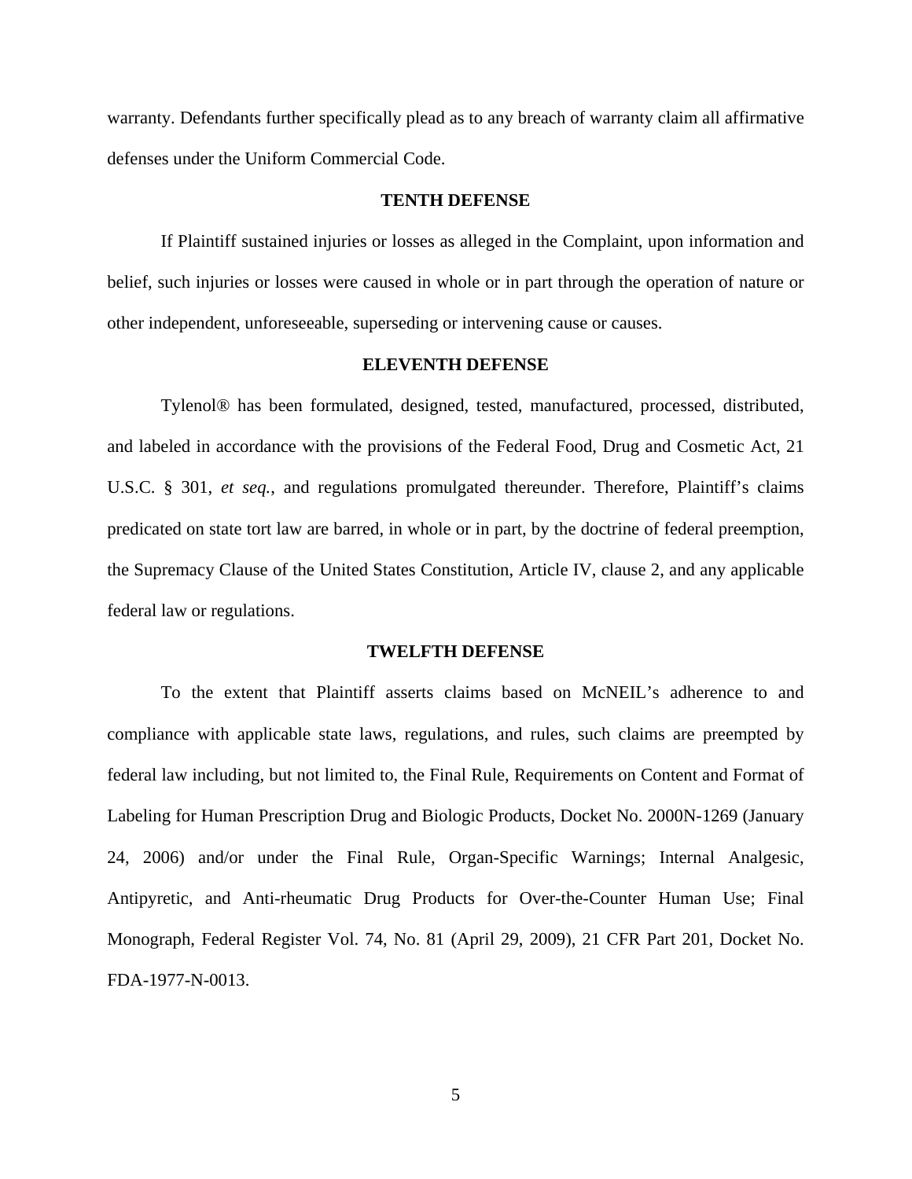warranty. Defendants further specifically plead as to any breach of warranty claim all affirmative defenses under the Uniform Commercial Code.

**TENTH DEFENSE**

If Plaintiff sustained injuries or losses as alleged in the Complaint, upon information and belief, such injuries or losses were caused in whole or in part through the operation of nature or other independent, unforeseeable, superseding or intervening cause or causes.

**ELEVENTH DEFENSE**

Tylenol® has been formulated, designed, tested, manufactured, processed, distributed, and labeled in accordance with the provisions of the Federal Food, Drug and Cosmetic Act, 21 U.S.C. § 301, *et seq.*, and regulations promulgated thereunder. Therefore, Plaintiff's claims predicated on state tort law are barred, in whole or in part, by the doctrine of federal preemption, the Supremacy Clause of the United States Constitution, Article IV, clause 2, and any applicable federal law or regulations.

**TWELFTH DEFENSE**

To the extent that Plaintiff asserts claims based on McNEIL's adherence to and compliance with applicable state laws, regulations, and rules, such claims are preempted by federal law including, but not limited to, the Final Rule, Requirements on Content and Format of Labeling for Human Prescription Drug and Biologic Products, Docket No. 2000N-1269 (January 24, 2006) and/or under the Final Rule, Organ-Specific Warnings; Internal Analgesic, Antipyretic, and Anti-rheumatic Drug Products for Over-the-Counter Human Use; Final Monograph, Federal Register Vol. 74, No. 81 (April 29, 2009), 21 CFR Part 201, Docket No. FDA-1977-N-0013.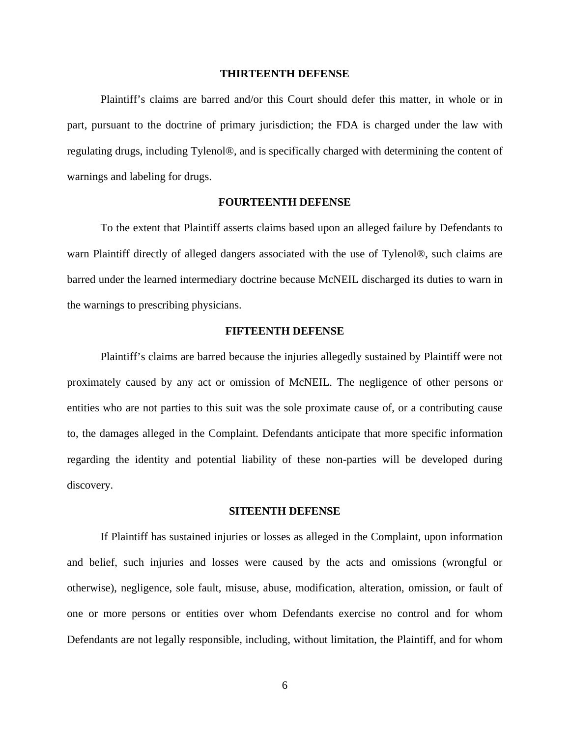**THIRTEENTH DEFENSE**

Plaintiff's claims are barred and/or this Court should defer this matter, in whole or in part, pursuant to the doctrine of primary jurisdiction; the FDA is charged under the law with regulating drugs, including Tylenol®, and is specifically charged with determining the content of warnings and labeling for drugs.

**FOURTEENTH DEFENSE**

To the extent that Plaintiff asserts claims based upon an alleged failure by Defendants to warn Plaintiff directly of alleged dangers associated with the use of Tylenol®, such claims are barred under the learned intermediary doctrine because McNEIL discharged its duties to warn in the warnings to prescribing physicians.

**FIFTEENTH DEFENSE**

Plaintiff's claims are barred because the injuries allegedly sustained by Plaintiff were not proximately caused by any act or omission of McNEIL. The negligence of other persons or entities who are not parties to this suit was the sole proximate cause of, or a contributing cause to, the damages alleged in the Complaint. Defendants anticipate that more specific information regarding the identity and potential liability of these non-parties will be developed during discovery.

**SITEENTH DEFENSE**

If Plaintiff has sustained injuries or losses as alleged in the Complaint, upon information and belief, such injuries and losses were caused by the acts and omissions (wrongful or otherwise), negligence, sole fault, misuse, abuse, modification, alteration, omission, or fault of one or more persons or entities over whom Defendants exercise no control and for whom Defendants are not legally responsible, including, without limitation, the Plaintiff, and for whom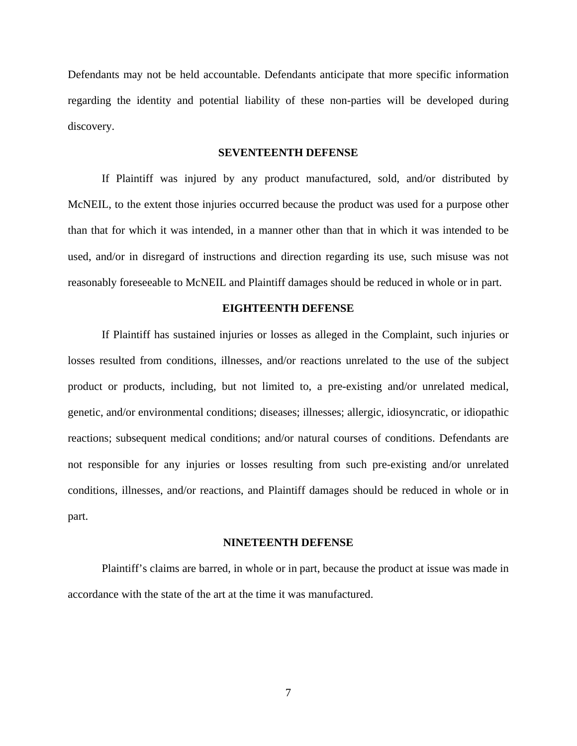Defendants may not be held accountable. Defendants anticipate that more specific information regarding the identity and potential liability of these non-parties will be developed during discovery.

**SEVENTEENTH DEFENSE**

If Plaintiff was injured by any product manufactured, sold, and/or distributed by McNEIL, to the extent those injuries occurred because the product was used for a purpose other than that for which it was intended, in a manner other than that in which it was intended to be used, and/or in disregard of instructions and direction regarding its use, such misuse was not reasonably foreseeable to McNEIL and Plaintiff damages should be reduced in whole or in part.

**EIGHTEENTH DEFENSE**

If Plaintiff has sustained injuries or losses as alleged in the Complaint, such injuries or losses resulted from conditions, illnesses, and/or reactions unrelated to the use of the subject product or products, including, but not limited to, a pre-existing and/or unrelated medical, genetic, and/or environmental conditions; diseases; illnesses; allergic, idiosyncratic, or idiopathic reactions; subsequent medical conditions; and/or natural courses of conditions. Defendants are not responsible for any injuries or losses resulting from such pre-existing and/or unrelated conditions, illnesses, and/or reactions, and Plaintiff damages should be reduced in whole or in part.

**NINETEENTH DEFENSE**

Plaintiff's claims are barred, in whole or in part, because the product at issue was made in accordance with the state of the art at the time it was manufactured.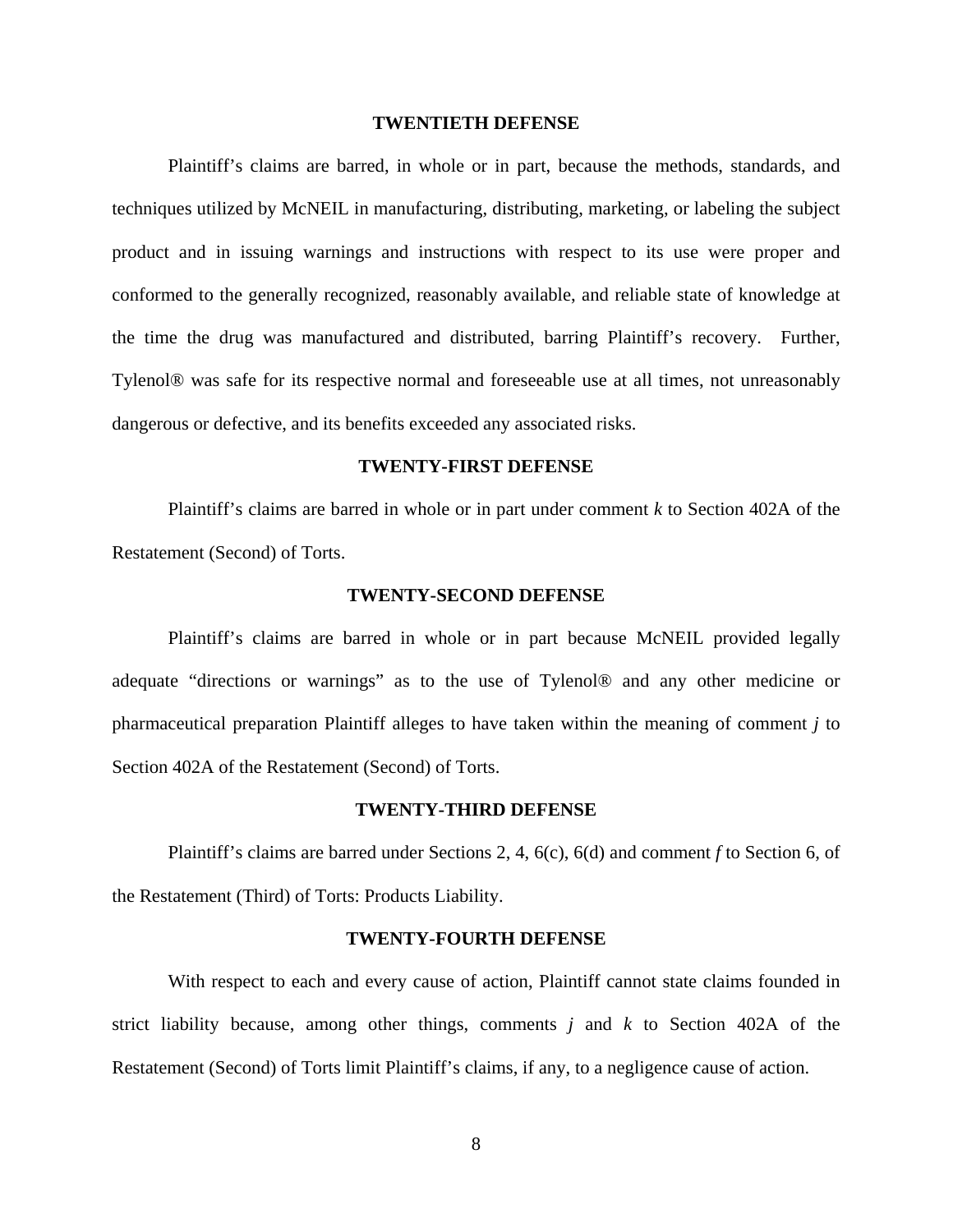## TWENTIETH DEFENSE

Plaintiff's claims are barred, in whole or in part, because the methods, standards, and techniques utilized by McNEIL in manufacturing, distributing, marketing, or labeling the subject product and in issuing warnings and instructions with respect to its use were proper and conformed to the generally recognized, reasonably available, and reliable state of knowledge at the time the drug was manufactured and distributed, barring Plaintiff's recovery. Further, Tylenol® was safe for its respective normal and foreseeable use at all times, not unreasonably dangerous or defective, and its benefits exceeded any associated risks.

## TWENTY-FIRST DEFENSE

Plaintiff's claims are barred in whole or in part under comment *k* to Section 402A of the Restatement (Second) of Torts.

## TWENTY-SECOND DEFENSE

Plaintiff's claims are barred in whole or in part because McNEIL provided legally adequate "directions or warnings" as to the use of Tylenol® and any other medicine or pharmaceutical preparation Plaintiff alleges to have taken within the meaning of comment *j* to Section 402A of the Restatement (Second) of Torts.

## TWENTY-THIRD DEFENSE

Plaintiff's claims are barred under Sections 2, 4, 6(c), 6(d) and comment *f* to Section 6, of the Restatement (Third) of Torts: Products Liability.

## TWENTY-FOURTH DEFENSE

With respect to each and every cause of action, Plaintiff cannot state claims founded in strict liability because, among other things, comments *j* and *k* to Section 402A of the Restatement (Second) of Torts limit Plaintiff's claims, if any, to a negligence cause of action.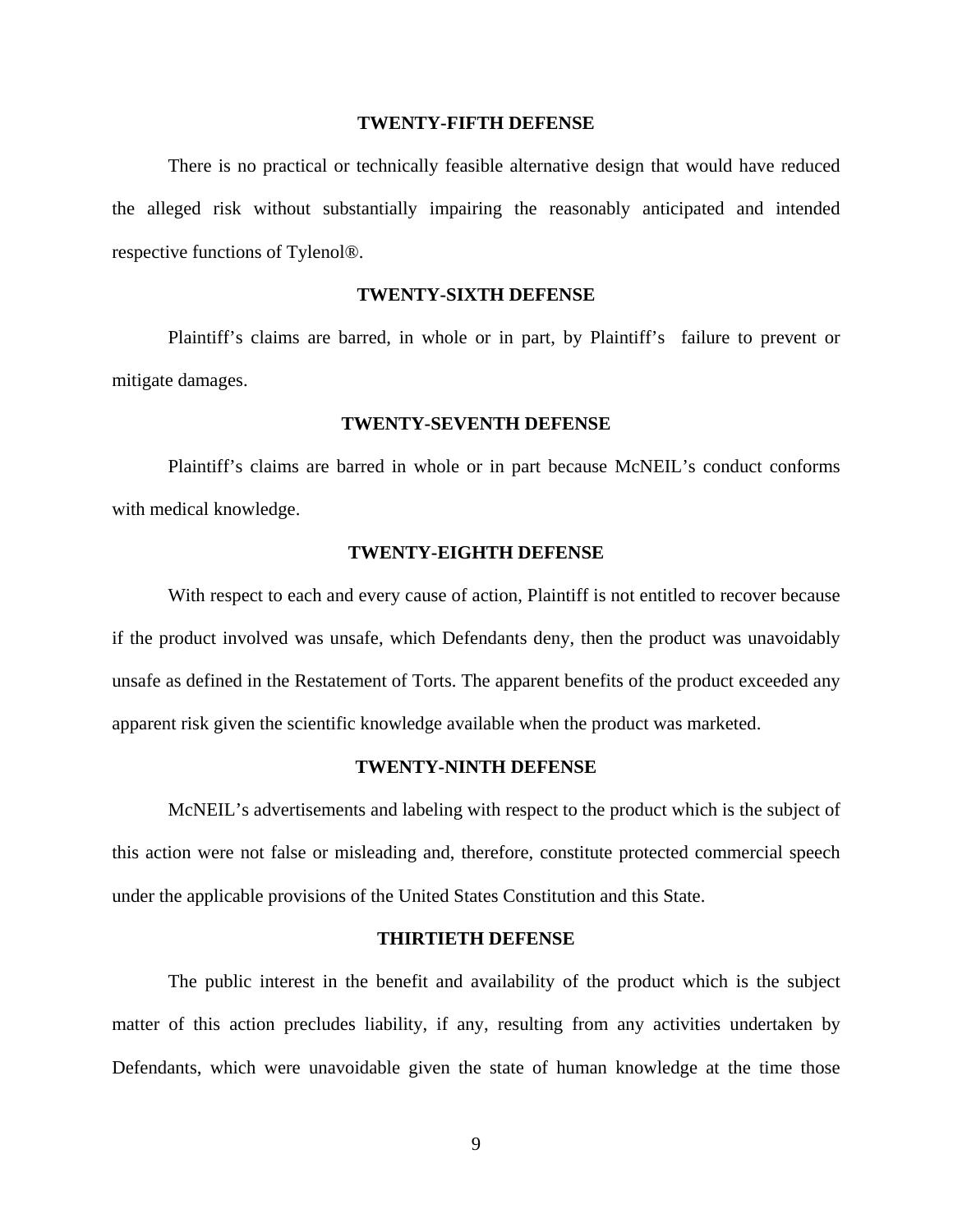## TWENTY-FIFTH DEFENSE

There is no practical or technically feasible alternative design that would have reduced the alleged risk without substantially impairing the reasonably anticipated and intended respective functions of Tylenol®.

## TWENTY-SIXTH DEFENSE

Plaintiff's claims are barred, in whole or in part, by Plaintiff's failure to prevent or mitigate damages.

## TWENTY-SEVENTH DEFENSE

Plaintiff's claims are barred in whole or in part because McNEIL's conduct conforms with medical knowledge.

## TWENTY-EIGHTH DEFENSE

With respect to each and every cause of action, Plaintiff is not entitled to recover because if the product involved was unsafe, which Defendants deny, then the product was unavoidably unsafe as defined in the Restatement of Torts. The apparent benefits of the product exceeded any apparent risk given the scientific knowledge available when the product was marketed.

## TWENTY-NINTH DEFENSE

McNEIL's advertisements and labeling with respect to the product which is the subject of this action were not false or misleading and, therefore, constitute protected commercial speech under the applicable provisions of the United States Constitution and this State.

## THIRTIETH DEFENSE

The public interest in the benefit and availability of the product which is the subject matter of this action precludes liability, if any, resulting from any activities undertaken by Defendants, which were unavoidable given the state of human knowledge at the time those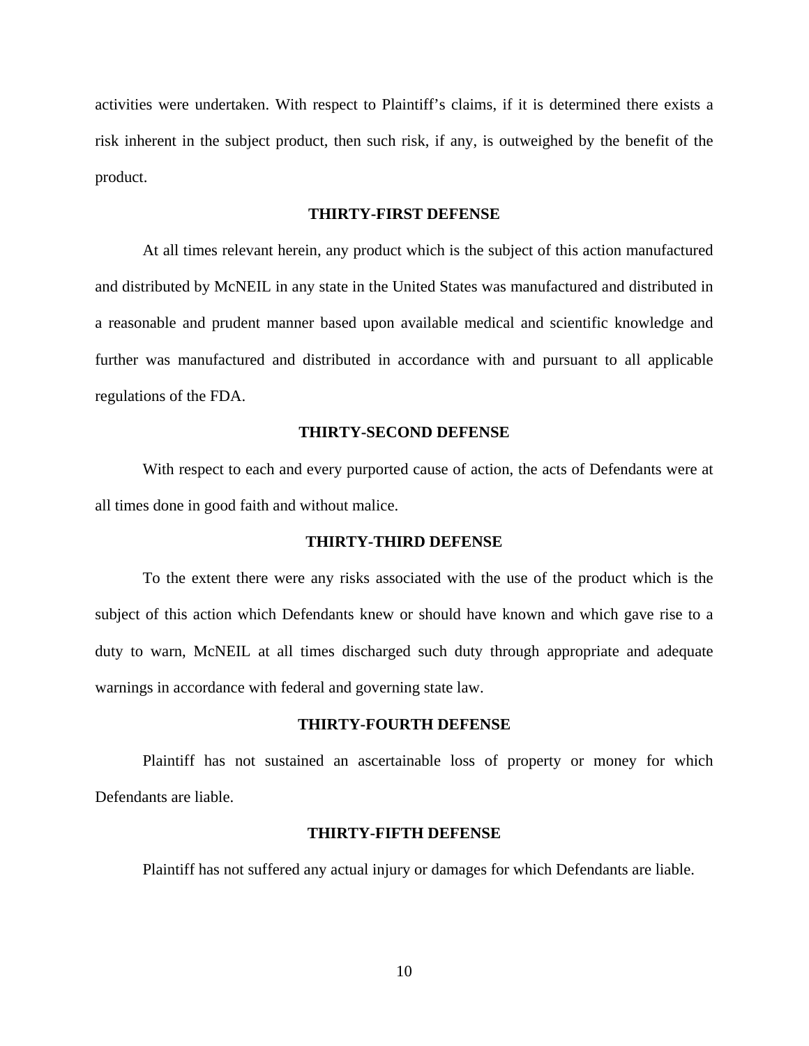activities were undertaken. With respect to Plaintiff's claims, if it is determined there exists a risk inherent in the subject product, then such risk, if any, is outweighed by the benefit of the product.

**THIRTY-FIRST DEFENSE**

At all times relevant herein, any product which is the subject of this action manufactured and distributed by McNEIL in any state in the United States was manufactured and distributed in a reasonable and prudent manner based upon available medical and scientific knowledge and further was manufactured and distributed in accordance with and pursuant to all applicable regulations of the FDA.

**THIRTY-SECOND DEFENSE**

With respect to each and every purported cause of action, the acts of Defendants were at all times done in good faith and without malice.

**THIRTY-THIRD DEFENSE**

To the extent there were any risks associated with the use of the product which is the subject of this action which Defendants knew or should have known and which gave rise to a duty to warn, McNEIL at all times discharged such duty through appropriate and adequate warnings in accordance with federal and governing state law.

**THIRTY-FOURTH DEFENSE**

Plaintiff has not sustained an ascertainable loss of property or money for which Defendants are liable.

**THIRTY-FIFTH DEFENSE**

Plaintiff has not suffered any actual injury or damages for which Defendants are liable.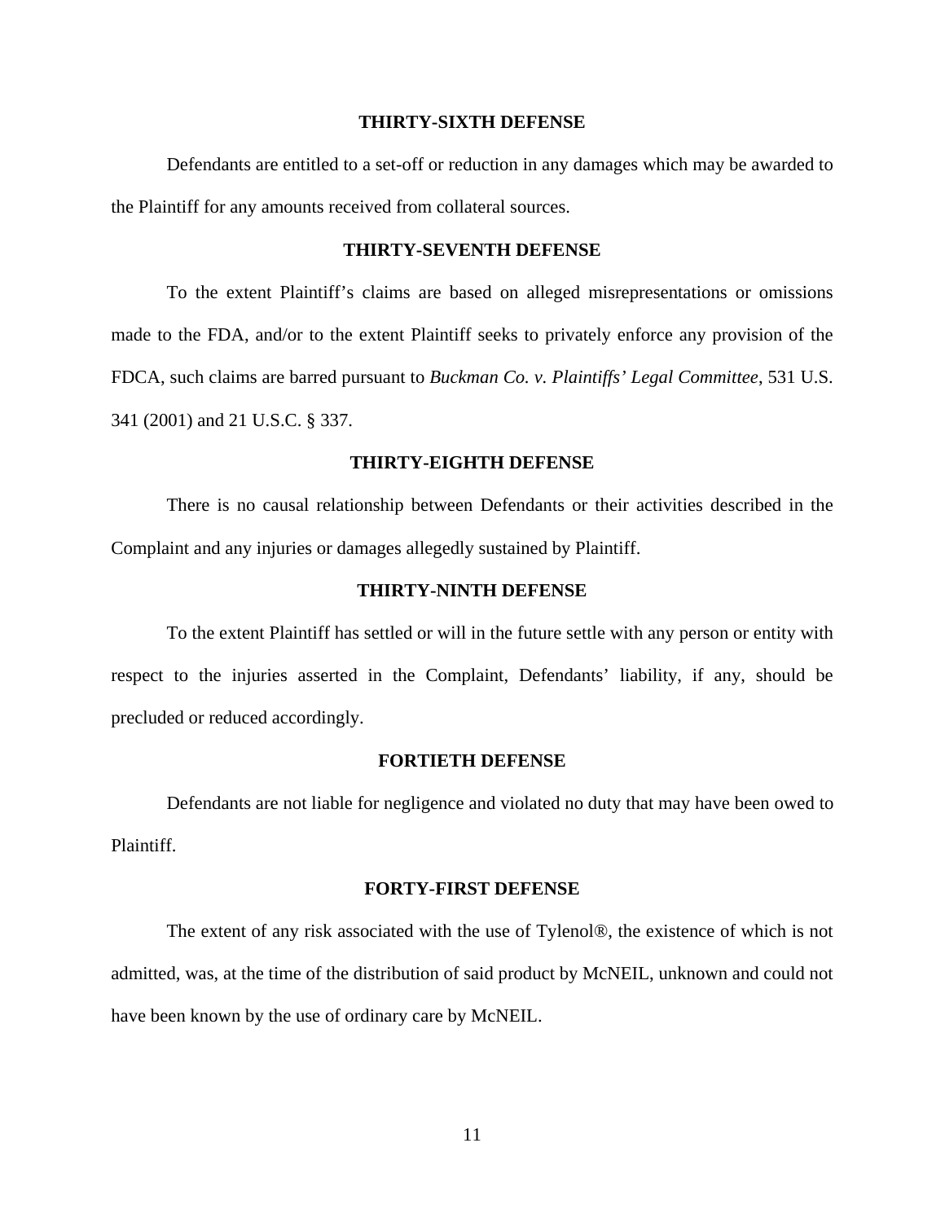**THIRTY-SIXTH DEFENSE**

Defendants are entitled to a set-off or reduction in any damages which may be awarded to the Plaintiff for any amounts received from collateral sources.

**THIRTY-SEVENTH DEFENSE**

To the extent Plaintiff's claims are based on alleged misrepresentations or omissions made to the FDA, and/or to the extent Plaintiff seeks to privately enforce any provision of the FDCA, such claims are barred pursuant to *Buckman Co. v. Plaintiffs' Legal Committee*, 531 U.S. 341 (2001) and 21 U.S.C. § 337.

**THIRTY-EIGHTH DEFENSE**

There is no causal relationship between Defendants or their activities described in the Complaint and any injuries or damages allegedly sustained by Plaintiff.

**THIRTY-NINTH DEFENSE**

To the extent Plaintiff has settled or will in the future settle with any person or entity with respect to the injuries asserted in the Complaint, Defendants' liability, if any, should be precluded or reduced accordingly.

**FORTIETH DEFENSE**

Defendants are not liable for negligence and violated no duty that may have been owed to Plaintiff.

**FORTY-FIRST DEFENSE**

The extent of any risk associated with the use of Tylenol®, the existence of which is not admitted, was, at the time of the distribution of said product by McNEIL, unknown and could not have been known by the use of ordinary care by McNEIL.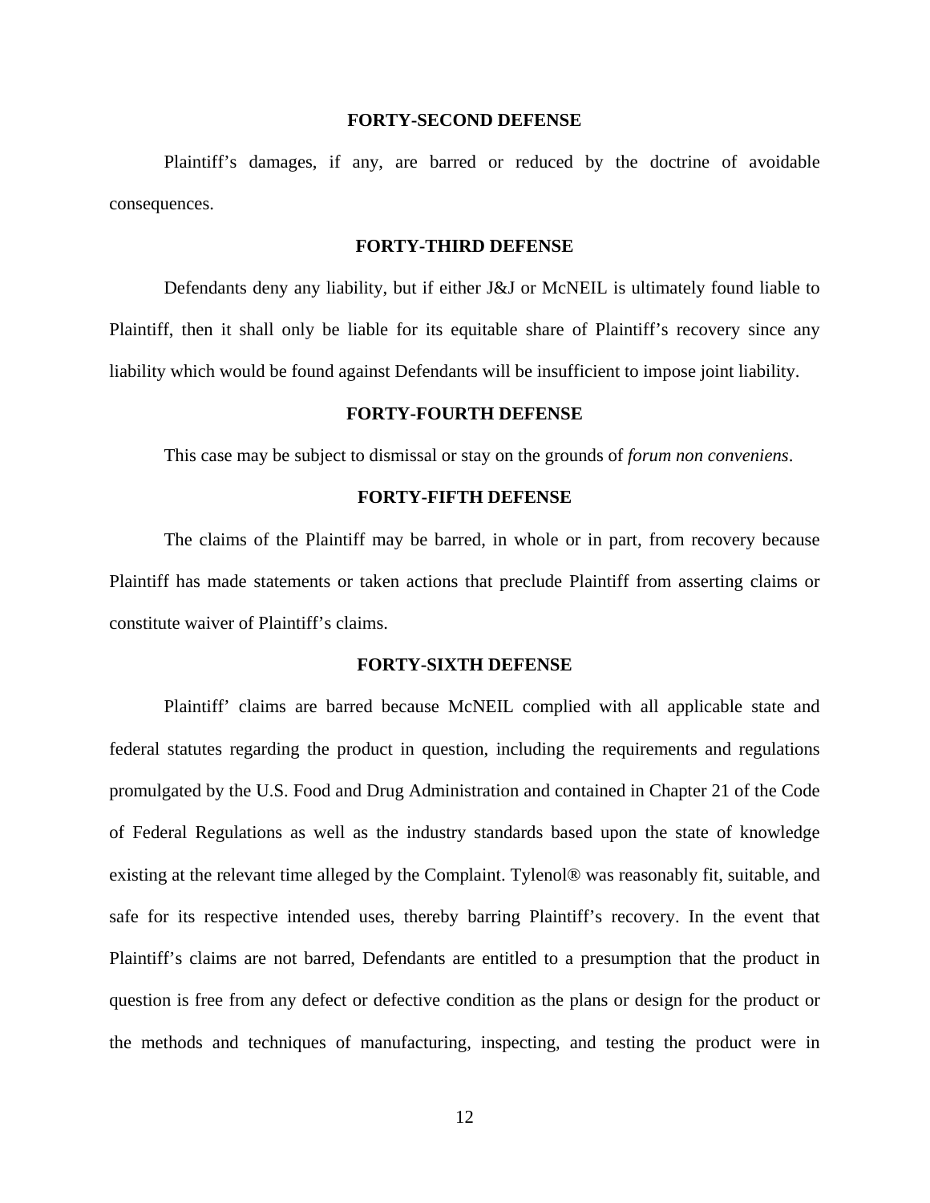**FORTY-SECOND DEFENSE**

Plaintiff's damages, if any, are barred or reduced by the doctrine of avoidable consequences.

**FORTY-THIRD DEFENSE**

Defendants deny any liability, but if either J&J or McNEIL is ultimately found liable to Plaintiff, then it shall only be liable for its equitable share of Plaintiff's recovery since any liability which would be found against Defendants will be insufficient to impose joint liability.

**FORTY-FOURTH DEFENSE**

This case may be subject to dismissal or stay on the grounds of *forum non conveniens*.

**FORTY-FIFTH DEFENSE**

The claims of the Plaintiff may be barred, in whole or in part, from recovery because Plaintiff has made statements or taken actions that preclude Plaintiff from asserting claims or constitute waiver of Plaintiff's claims.

**FORTY-SIXTH DEFENSE**

Plaintiff' claims are barred because McNEIL complied with all applicable state and federal statutes regarding the product in question, including the requirements and regulations promulgated by the U.S. Food and Drug Administration and contained in Chapter 21 of the Code of Federal Regulations as well as the industry standards based upon the state of knowledge existing at the relevant time alleged by the Complaint. Tylenol® was reasonably fit, suitable, and safe for its respective intended uses, thereby barring Plaintiff's recovery. In the event that Plaintiff's claims are not barred, Defendants are entitled to a presumption that the product in question is free from any defect or defective condition as the plans or design for the product or the methods and techniques of manufacturing, inspecting, and testing the product were in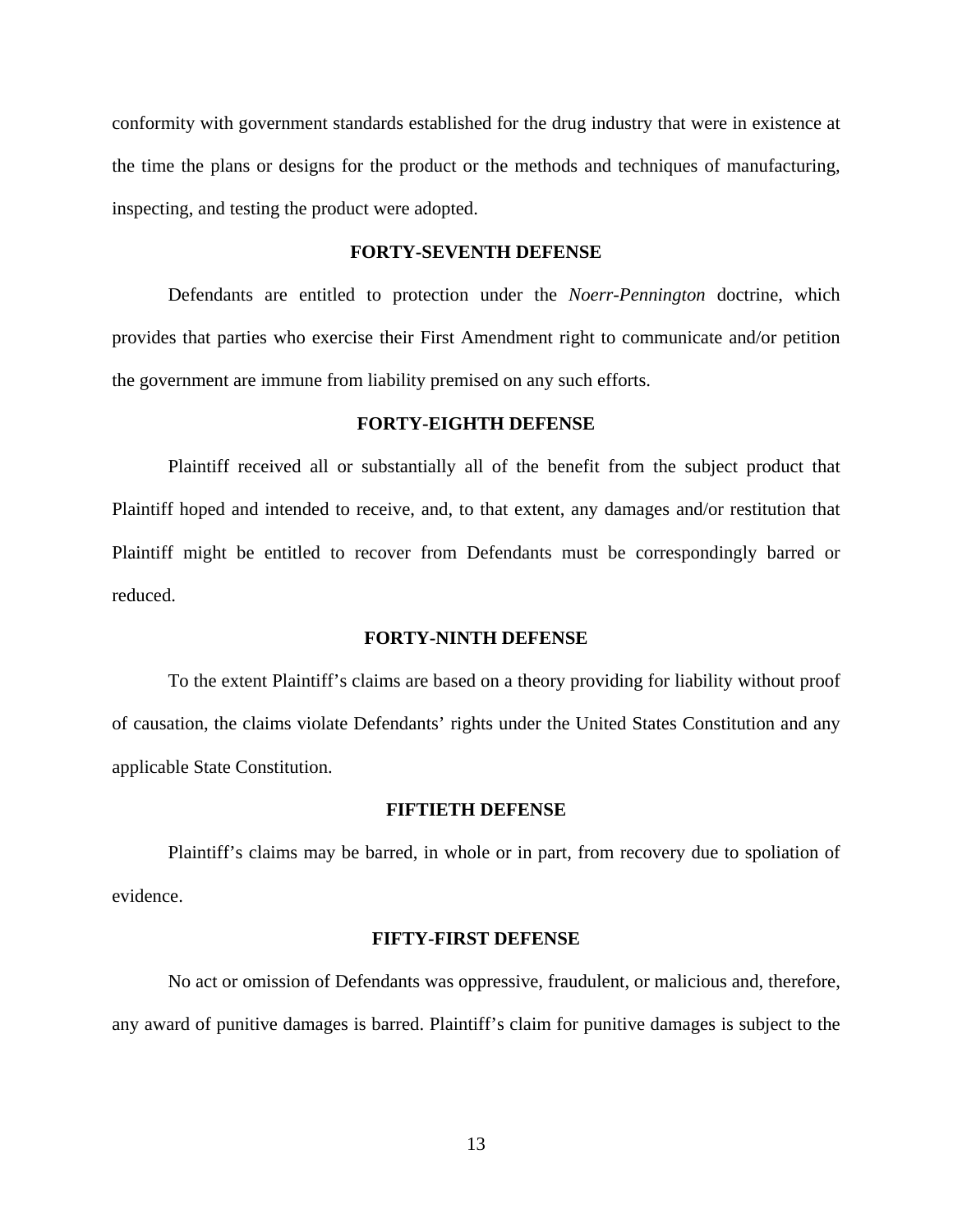conformity with government standards established for the drug industry that were in existence at the time the plans or designs for the product or the methods and techniques of manufacturing, inspecting, and testing the product were adopted.

**FORTY-SEVENTH DEFENSE**

Defendants are entitled to protection under the *Noerr-Pennington* doctrine, which provides that parties who exercise their First Amendment right to communicate and/or petition the government are immune from liability premised on any such efforts.

**FORTY-EIGHTH DEFENSE**

Plaintiff received all or substantially all of the benefit from the subject product that Plaintiff hoped and intended to receive, and, to that extent, any damages and/or restitution that Plaintiff might be entitled to recover from Defendants must be correspondingly barred or reduced.

**FORTY-NINTH DEFENSE**

To the extent Plaintiff's claims are based on a theory providing for liability without proof of causation, the claims violate Defendants' rights under the United States Constitution and any applicable State Constitution.

**FIFTIETH DEFENSE**

Plaintiff's claims may be barred, in whole or in part, from recovery due to spoliation of evidence.

**FIFTY-FIRST DEFENSE**

No act or omission of Defendants was oppressive, fraudulent, or malicious and, therefore, any award of punitive damages is barred. Plaintiff's claim for punitive damages is subject to the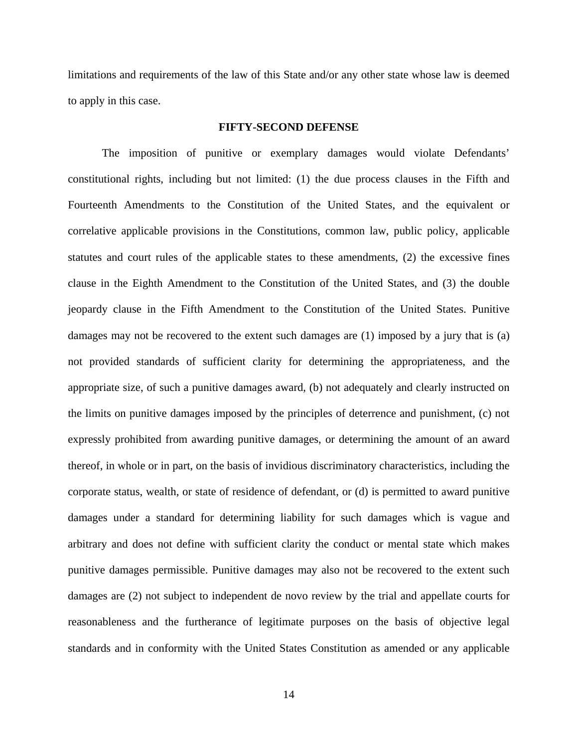limitations and requirements of the law of this State and/or any other state whose law is deemed to apply in this case.

**FIFTY-SECOND DEFENSE**

The imposition of punitive or exemplary damages would violate Defendants' constitutional rights, including but not limited: (1) the due process clauses in the Fifth and Fourteenth Amendments to the Constitution of the United States, and the equivalent or correlative applicable provisions in the Constitutions, common law, public policy, applicable statutes and court rules of the applicable states to these amendments, (2) the excessive fines clause in the Eighth Amendment to the Constitution of the United States, and (3) the double jeopardy clause in the Fifth Amendment to the Constitution of the United States. Punitive damages may not be recovered to the extent such damages are (1) imposed by a jury that is (a) not provided standards of sufficient clarity for determining the appropriateness, and the appropriate size, of such a punitive damages award, (b) not adequately and clearly instructed on the limits on punitive damages imposed by the principles of deterrence and punishment, (c) not expressly prohibited from awarding punitive damages, or determining the amount of an award thereof, in whole or in part, on the basis of invidious discriminatory characteristics, including the corporate status, wealth, or state of residence of defendant, or (d) is permitted to award punitive damages under a standard for determining liability for such damages which is vague and arbitrary and does not define with sufficient clarity the conduct or mental state which makes punitive damages permissible. Punitive damages may also not be recovered to the extent such damages are (2) not subject to independent de novo review by the trial and appellate courts for reasonableness and the furtherance of legitimate purposes on the basis of objective legal standards and in conformity with the United States Constitution as amended or any applicable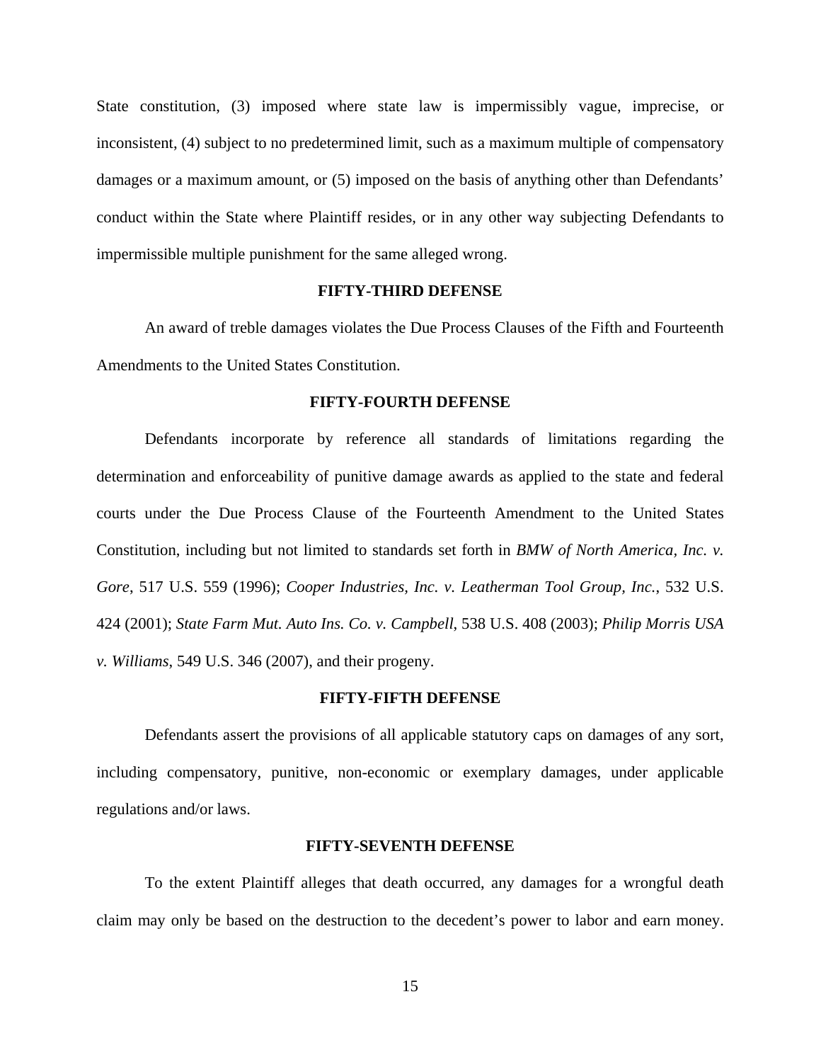State constitution, (3) imposed where state law is impermissibly vague, imprecise, or inconsistent, (4) subject to no predetermined limit, such as a maximum multiple of compensatory damages or a maximum amount, or (5) imposed on the basis of anything other than Defendants' conduct within the State where Plaintiff resides, or in any other way subjecting Defendants to impermissible multiple punishment for the same alleged wrong.

**FIFTY-THIRD DEFENSE**

An award of treble damages violates the Due Process Clauses of the Fifth and Fourteenth Amendments to the United States Constitution.

**FIFTY-FOURTH DEFENSE**

Defendants incorporate by reference all standards of limitations regarding the determination and enforceability of punitive damage awards as applied to the state and federal courts under the Due Process Clause of the Fourteenth Amendment to the United States Constitution, including but not limited to standards set forth in *BMW of North America, Inc. v. Gore*, 517 U.S. 559 (1996); *Cooper Industries, Inc. v. Leatherman Tool Group, Inc.*, 532 U.S. 424 (2001); *State Farm Mut. Auto Ins. Co. v. Campbell*, 538 U.S. 408 (2003); *Philip Morris USA v. Williams*, 549 U.S. 346 (2007), and their progeny.

**FIFTY-FIFTH DEFENSE**

Defendants assert the provisions of all applicable statutory caps on damages of any sort, including compensatory, punitive, non-economic or exemplary damages, under applicable regulations and/or laws.

**FIFTY-SEVENTH DEFENSE**

To the extent Plaintiff alleges that death occurred, any damages for a wrongful death claim may only be based on the destruction to the decedent's power to labor and earn money.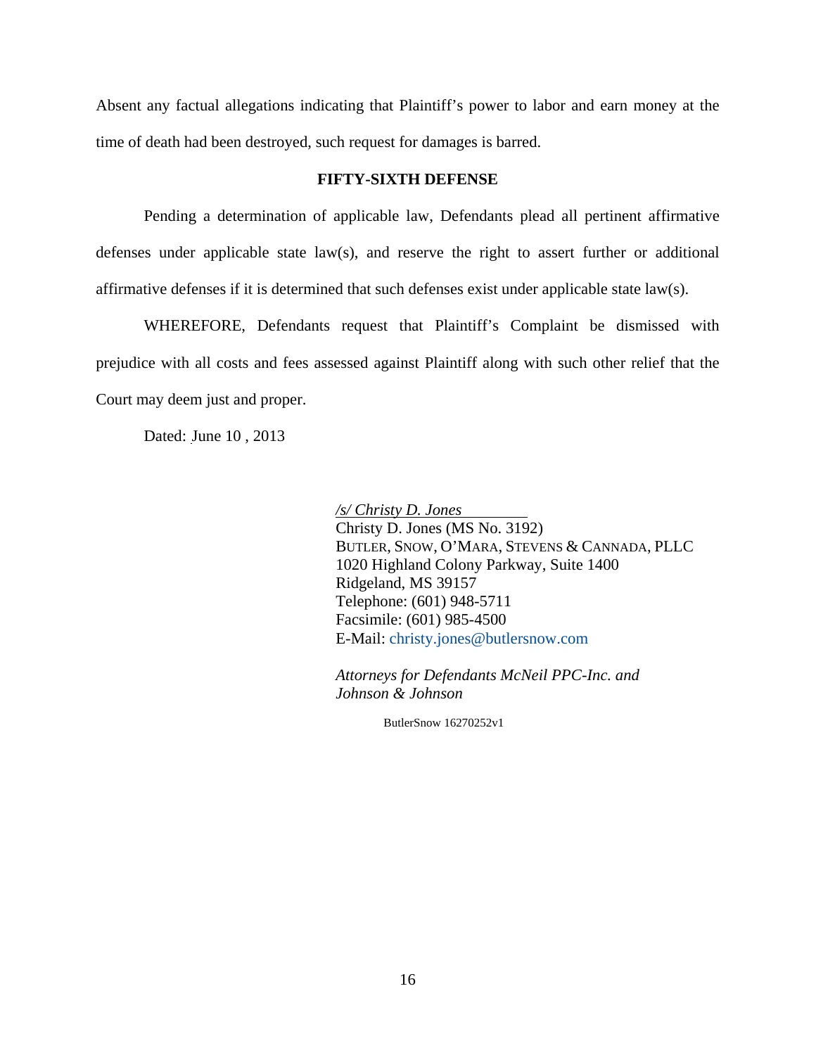Absent any factual allegations indicating that Plaintiff's power to labor and earn money at the time of death had been destroyed, such request for damages is barred.

**FIFTY-SIXTH DEFENSE**

Pending a determination of applicable law, Defendants plead all pertinent affirmative defenses under applicable state law(s), and reserve the right to assert further or additional affirmative defenses if it is determined that such defenses exist under applicable state law(s).

WHEREFORE, Defendants request that Plaintiff's Complaint be dismissed with prejudice with all costs and fees assessed against Plaintiff along with such other relief that the Court may deem just and proper.

Dated: June 10 , 2013

*/s/ Christy D. Jones*
Christy D. Jones (MS No. 3192)
BUTLER, SNOW, O'MARA, STEVENS & CANNADA, PLLC
1020 Highland Colony Parkway, Suite 1400
Ridgeland, MS 39157
Telephone: (601) 948-5711
Facsimile: (601) 985-4500
E-Mail: christy.jones@butlersnow.com

*Attorneys for Defendants McNeil PPC-Inc. and Johnson & Johnson*

ButlerSnow 16270252v1